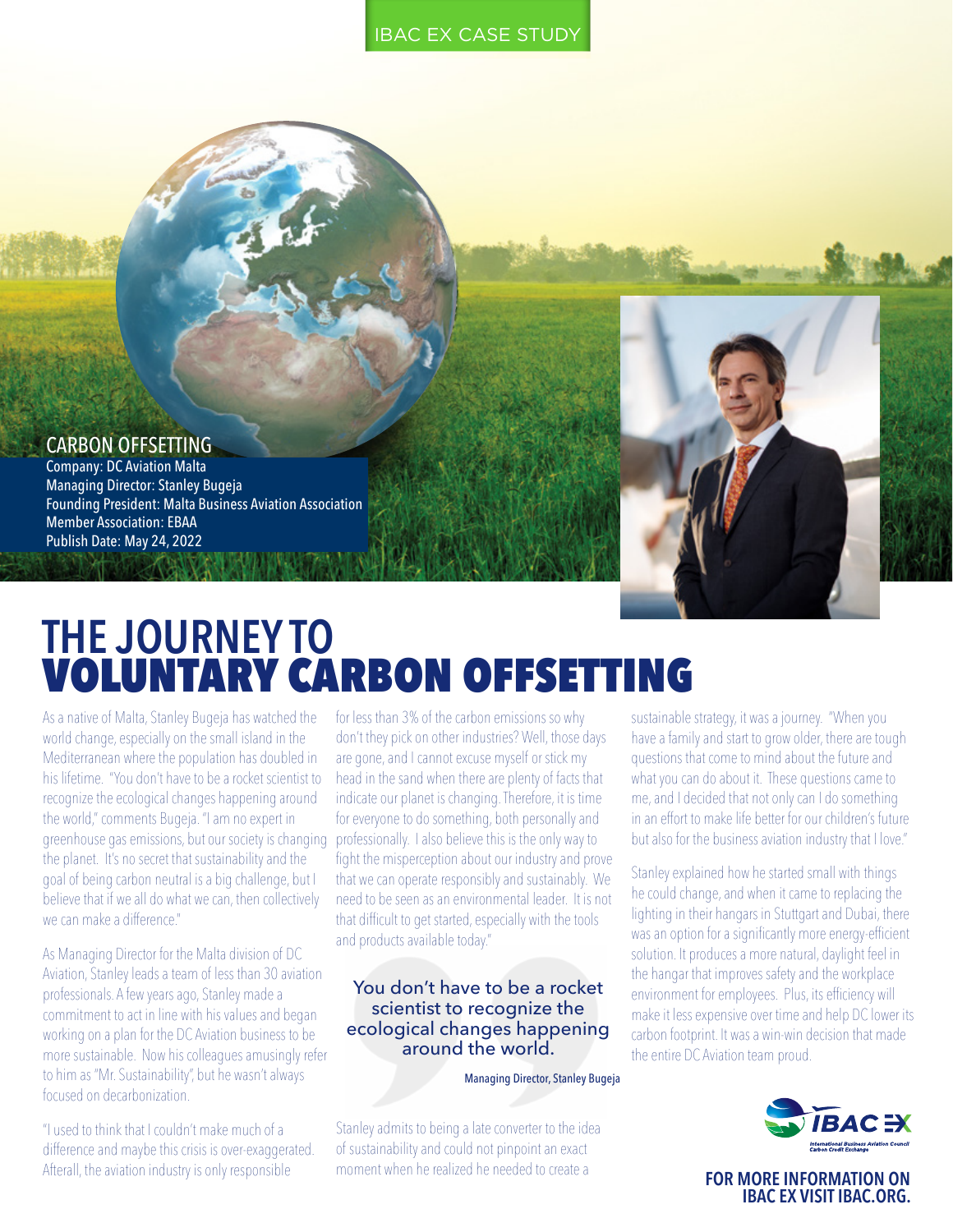IBAC EX CASE STUDY

CARBON OFFSETTING

Company: DC Aviation Malta
Managing Director: Stanley Bugeja
Founding President: Malta Business Aviation Association
Member Association: EBAA
Publish Date: May 24, 2022

# THE JOURNEY TO VOLUNTARY CARBON OFFSETTING

As a native of Malta, Stanley Bugeja has watched the world change, especially on the small island in the Mediterranean where the population has doubled in his lifetime. "You don't have to be a rocket scientist to recognize the ecological changes happening around the world," comments Bugeja. "I am no expert in greenhouse gas emissions, but our society is changing the planet. It's no secret that sustainability and the goal of being carbon neutral is a big challenge, but I believe that if we all do what we can, then collectively we can make a difference."

As Managing Director for the Malta division of DC Aviation, Stanley leads a team of less than 30 aviation professionals. A few years ago, Stanley made a commitment to act in line with his values and began working on a plan for the DC Aviation business to be more sustainable. Now his colleagues amusingly refer to him as "Mr. Sustainability", but he wasn't always focused on decarbonization.

"I used to think that I couldn't make much of a difference and maybe this crisis is over-exaggerated. Afterall, the aviation industry is only responsible for less than 3% of the carbon emissions so why don't they pick on other industries? Well, those days are gone, and I cannot excuse myself or stick my head in the sand when there are plenty of facts that indicate our planet is changing. Therefore, it is time for everyone to do something, both personally and professionally. I also believe this is the only way to fight the misperception about our industry and prove that we can operate responsibly and sustainably. We need to be seen as an environmental leader. It is not that difficult to get started, especially with the tools and products available today."

> You don't have to be a rocket scientist to recognize the ecological changes happening around the world.
>
> Managing Director, Stanley Bugeja

Stanley admits to being a late converter to the idea of sustainability and could not pinpoint an exact moment when he realized he needed to create a sustainable strategy, it was a journey. "When you have a family and start to grow older, there are tough questions that come to mind about the future and what you can do about it. These questions came to me, and I decided that not only can I do something in an effort to make life better for our children's future but also for the business aviation industry that I love."

Stanley explained how he started small with things he could change, and when it came to replacing the lighting in their hangars in Stuttgart and Dubai, there was an option for a significantly more energy-efficient solution. It produces a more natural, daylight feel in the hangar that improves safety and the workplace environment for employees. Plus, its efficiency will make it less expensive over time and help DC lower its carbon footprint. It was a win-win decision that made the entire DC Aviation team proud.

IBAC EX
International Business Aviation Council Carbon Credit Exchange

**FOR MORE INFORMATION ON IBAC EX VISIT IBAC.ORG.**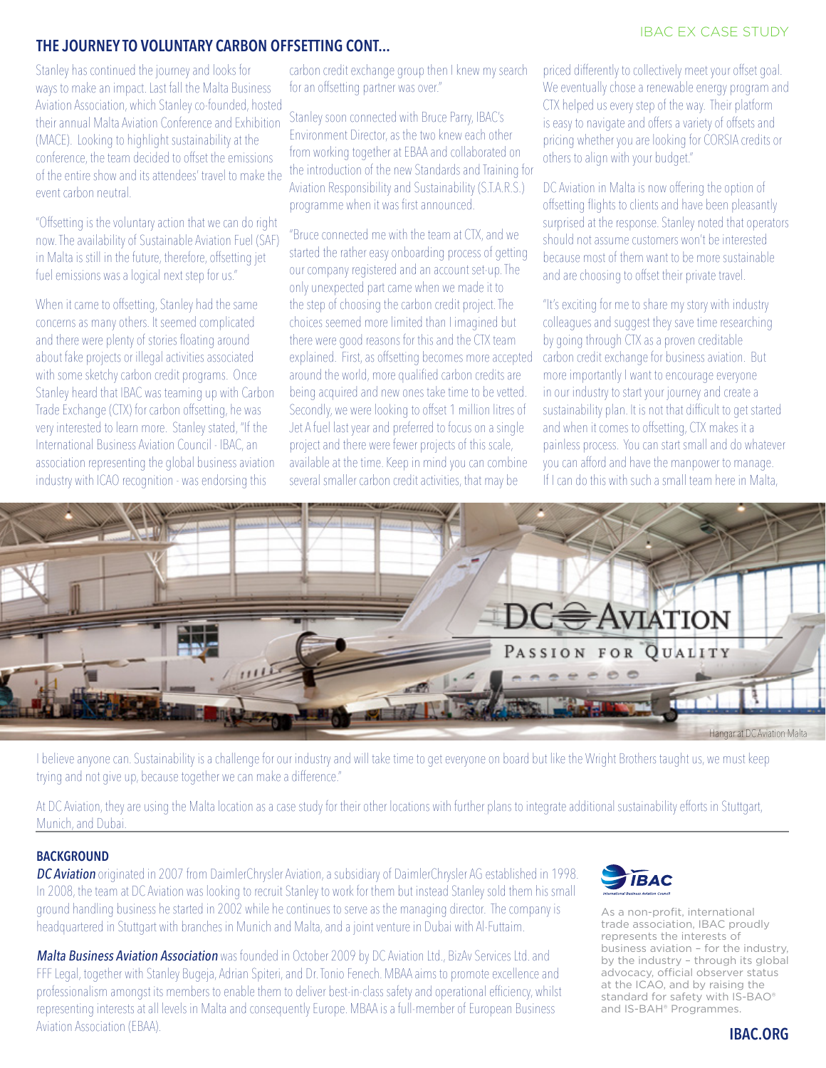## THE JOURNEY TO VOLUNTARY CARBON OFFSETTING CONT...

Stanley has continued the journey and looks for ways to make an impact. Last fall the Malta Business Aviation Association, which Stanley co-founded, hosted their annual Malta Aviation Conference and Exhibition (MACE). Looking to highlight sustainability at the conference, the team decided to offset the emissions of the entire show and its attendees' travel to make the event carbon neutral.

"Offsetting is the voluntary action that we can do right now. The availability of Sustainable Aviation Fuel (SAF) in Malta is still in the future, therefore, offsetting jet fuel emissions was a logical next step for us."

When it came to offsetting, Stanley had the same concerns as many others. It seemed complicated and there were plenty of stories floating around about fake projects or illegal activities associated with some sketchy carbon credit programs. Once Stanley heard that IBAC was teaming up with Carbon Trade Exchange (CTX) for carbon offsetting, he was very interested to learn more. Stanley stated, "If the International Business Aviation Council - IBAC, an association representing the global business aviation industry with ICAO recognition - was endorsing this carbon credit exchange group then I knew my search for an offsetting partner was over."

Stanley soon connected with Bruce Parry, IBAC's Environment Director, as the two knew each other from working together at EBAA and collaborated on the introduction of the new Standards and Training for Aviation Responsibility and Sustainability (S.T.A.R.S.) programme when it was first announced.

"Bruce connected me with the team at CTX, and we started the rather easy onboarding process of getting our company registered and an account set-up. The only unexpected part came when we made it to the step of choosing the carbon credit project. The choices seemed more limited than I imagined but there were good reasons for this and the CTX team explained. First, as offsetting becomes more accepted around the world, more qualified carbon credits are being acquired and new ones take time to be vetted. Secondly, we were looking to offset 1 million litres of Jet A fuel last year and preferred to focus on a single project and there were fewer projects of this scale, available at the time. Keep in mind you can combine several smaller carbon credit activities, that may be priced differently to collectively meet your offset goal. We eventually chose a renewable energy program and CTX helped us every step of the way. Their platform is easy to navigate and offers a variety of offsets and pricing whether you are looking for CORSIA credits or others to align with your budget."

DC Aviation in Malta is now offering the option of offsetting flights to clients and have been pleasantly surprised at the response. Stanley noted that operators should not assume customers won't be interested because most of them want to be more sustainable and are choosing to offset their private travel.

"It's exciting for me to share my story with industry colleagues and suggest they save time researching by going through CTX as a proven creditable carbon credit exchange for business aviation. But more importantly I want to encourage everyone in our industry to start your journey and create a sustainability plan. It is not that difficult to get started and when it comes to offsetting, CTX makes it a painless process. You can start small and do whatever you can afford and have the manpower to manage. If I can do this with such a small team here in Malta, I believe anyone can. Sustainability is a challenge for our industry and will take time to get everyone on board but like the Wright Brothers taught us, we must keep trying and not give up, because together we can make a difference."

Hangar at DC Aviation Malta

At DC Aviation, they are using the Malta location as a case study for their other locations with further plans to integrate additional sustainability efforts in Stuttgart, Munich, and Dubai.

### BACKGROUND

***DC Aviation*** originated in 2007 from DaimlerChrysler Aviation, a subsidiary of DaimlerChrysler AG established in 1998. In 2008, the team at DC Aviation was looking to recruit Stanley to work for them but instead Stanley sold them his small ground handling business he started in 2002 while he continues to serve as the managing director. The company is headquartered in Stuttgart with branches in Munich and Malta, and a joint venture in Dubai with Al-Futtaim.

***Malta Business Aviation Association*** was founded in October 2009 by DC Aviation Ltd., BizAv Services Ltd. and FFF Legal, together with Stanley Bugeja, Adrian Spiteri, and Dr. Tonio Fenech. MBAA aims to promote excellence and professionalism amongst its members to enable them to deliver best-in-class safety and operational efficiency, whilst representing interests at all levels in Malta and consequently Europe. MBAA is a full-member of European Business Aviation Association (EBAA).

As a non-profit, international trade association, IBAC proudly represents the interests of business aviation – for the industry, by the industry – through its global advocacy, official observer status at the ICAO, and by raising the standard for safety with IS-BAO® and IS-BAH® Programmes.

**IBAC.ORG**